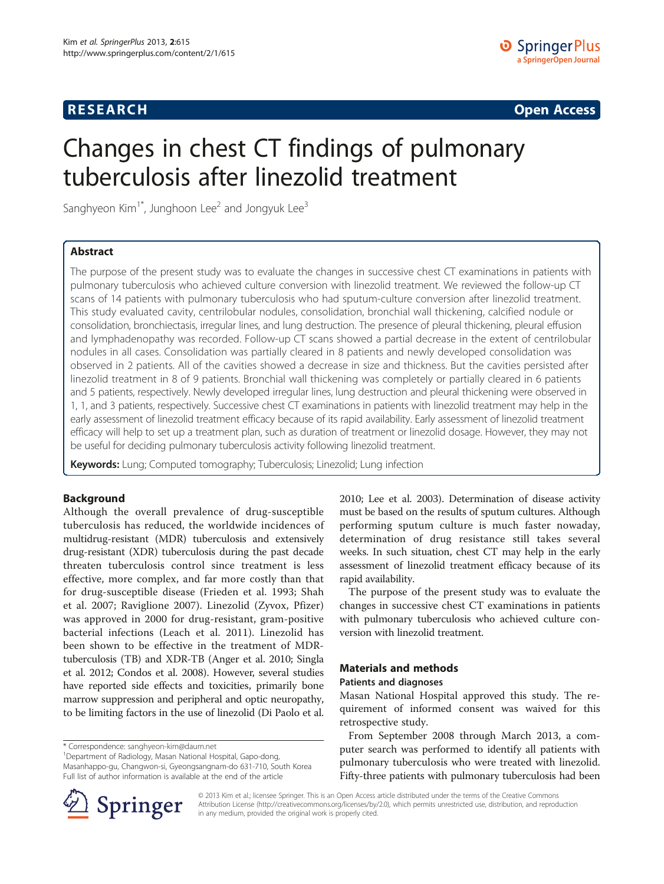RESEARCH Open Access

# Changes in chest CT findings of pulmonary tuberculosis after linezolid treatment

Sanghyeon Kim[1*], Junghoon Lee[2] and Jongyuk Lee[3]

## Abstract

The purpose of the present study was to evaluate the changes in successive chest CT examinations in patients with pulmonary tuberculosis who achieved culture conversion with linezolid treatment. We reviewed the follow-up CT scans of 14 patients with pulmonary tuberculosis who had sputum-culture conversion after linezolid treatment. This study evaluated cavity, centrilobular nodules, consolidation, bronchial wall thickening, calcified nodule or consolidation, bronchiectasis, irregular lines, and lung destruction. The presence of pleural thickening, pleural effusion and lymphadenopathy was recorded. Follow-up CT scans showed a partial decrease in the extent of centrilobular nodules in all cases. Consolidation was partially cleared in 8 patients and newly developed consolidation was observed in 2 patients. All of the cavities showed a decrease in size and thickness. But the cavities persisted after linezolid treatment in 8 of 9 patients. Bronchial wall thickening was completely or partially cleared in 6 patients and 5 patients, respectively. Newly developed irregular lines, lung destruction and pleural thickening were observed in 1, 1, and 3 patients, respectively. Successive chest CT examinations in patients with linezolid treatment may help in the early assessment of linezolid treatment efficacy because of its rapid availability. Early assessment of linezolid treatment efficacy will help to set up a treatment plan, such as duration of treatment or linezolid dosage. However, they may not be useful for deciding pulmonary tuberculosis activity following linezolid treatment.

**Keywords:** Lung; Computed tomography; Tuberculosis; Linezolid; Lung infection

## Background

Although the overall prevalence of drug-susceptible tuberculosis has reduced, the worldwide incidences of multidrug-resistant (MDR) tuberculosis and extensively drug-resistant (XDR) tuberculosis during the past decade threaten tuberculosis control since treatment is less effective, more complex, and far more costly than that for drug-susceptible disease (Frieden et al. 1993; Shah et al. 2007; Raviglione 2007). Linezolid (Zyvox, Pfizer) was approved in 2000 for drug-resistant, gram-positive bacterial infections (Leach et al. 2011). Linezolid has been shown to be effective in the treatment of MDR-tuberculosis (TB) and XDR-TB (Anger et al. 2010; Singla et al. 2012; Condos et al. 2008). However, several studies have reported side effects and toxicities, primarily bone marrow suppression and peripheral and optic neuropathy, to be limiting factors in the use of linezolid (Di Paolo et al. 2010; Lee et al. 2003). Determination of disease activity must be based on the results of sputum cultures. Although performing sputum culture is much faster nowaday, determination of drug resistance still takes several weeks. In such situation, chest CT may help in the early assessment of linezolid treatment efficacy because of its rapid availability.

The purpose of the present study was to evaluate the changes in successive chest CT examinations in patients with pulmonary tuberculosis who achieved culture conversion with linezolid treatment.

## Materials and methods

### Patients and diagnoses

Masan National Hospital approved this study. The requirement of informed consent was waived for this retrospective study.

From September 2008 through March 2013, a computer search was performed to identify all patients with pulmonary tuberculosis who were treated with linezolid. Fifty-three patients with pulmonary tuberculosis had been

\* Correspondence: sanghyeon-kim@daum.net
[1]Department of Radiology, Masan National Hospital, Gapo-dong, Masanhappo-gu, Changwon-si, Gyeongsangnam-do 631-710, South Korea
Full list of author information is available at the end of the article

© 2013 Kim et al.; licensee Springer. This is an Open Access article distributed under the terms of the Creative Commons Attribution License (http://creativecommons.org/licenses/by/2.0), which permits unrestricted use, distribution, and reproduction in any medium, provided the original work is properly cited.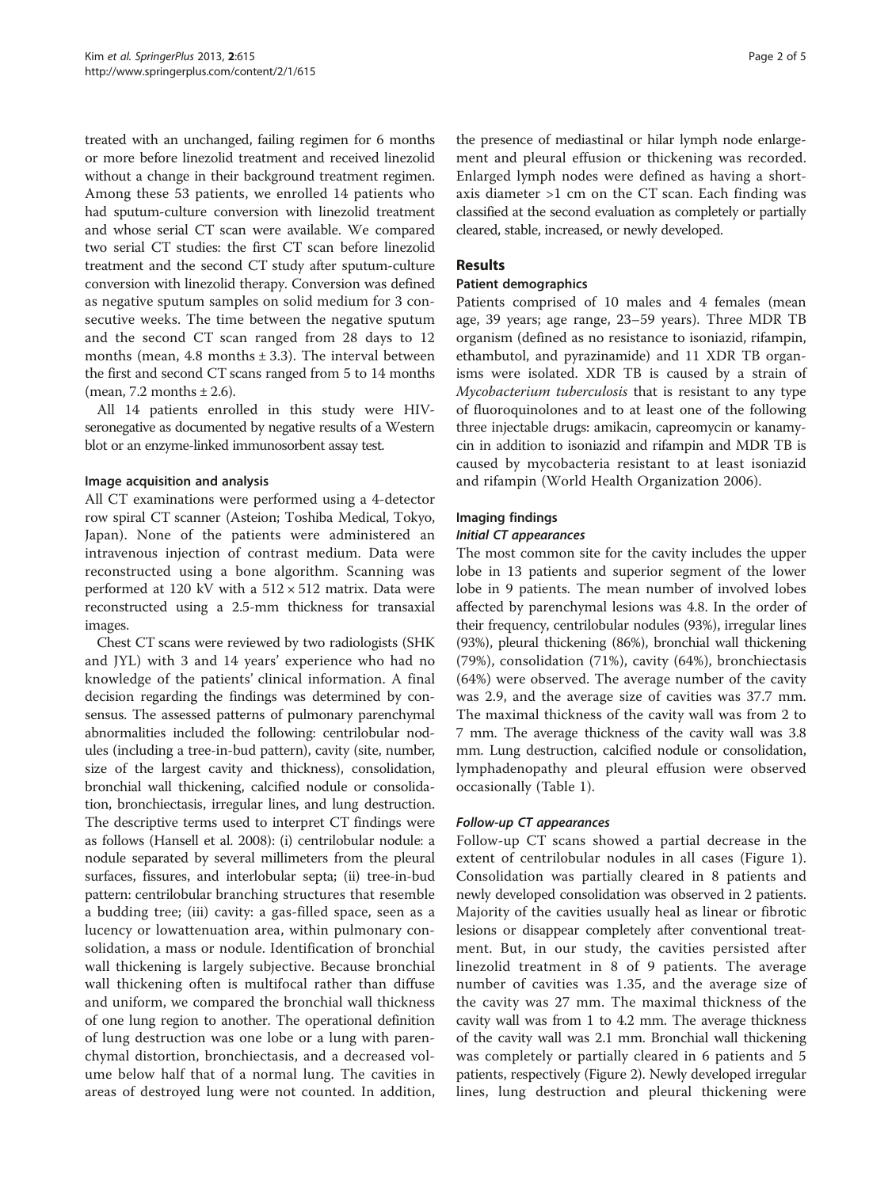treated with an unchanged, failing regimen for 6 months or more before linezolid treatment and received linezolid without a change in their background treatment regimen. Among these 53 patients, we enrolled 14 patients who had sputum-culture conversion with linezolid treatment and whose serial CT scan were available. We compared two serial CT studies: the first CT scan before linezolid treatment and the second CT study after sputum-culture conversion with linezolid therapy. Conversion was defined as negative sputum samples on solid medium for 3 consecutive weeks. The time between the negative sputum and the second CT scan ranged from 28 days to 12 months (mean, 4.8 months ± 3.3). The interval between the first and second CT scans ranged from 5 to 14 months (mean, 7.2 months ± 2.6).

All 14 patients enrolled in this study were HIV-seronegative as documented by negative results of a Western blot or an enzyme-linked immunosorbent assay test.

### Image acquisition and analysis

All CT examinations were performed using a 4-detector row spiral CT scanner (Asteion; Toshiba Medical, Tokyo, Japan). None of the patients were administered an intravenous injection of contrast medium. Data were reconstructed using a bone algorithm. Scanning was performed at 120 kV with a 512 × 512 matrix. Data were reconstructed using a 2.5-mm thickness for transaxial images.

Chest CT scans were reviewed by two radiologists (SHK and JYL) with 3 and 14 years' experience who had no knowledge of the patients' clinical information. A final decision regarding the findings was determined by consensus. The assessed patterns of pulmonary parenchymal abnormalities included the following: centrilobular nodules (including a tree-in-bud pattern), cavity (site, number, size of the largest cavity and thickness), consolidation, bronchial wall thickening, calcified nodule or consolidation, bronchiectasis, irregular lines, and lung destruction. The descriptive terms used to interpret CT findings were as follows (Hansell et al. 2008): (i) centrilobular nodule: a nodule separated by several millimeters from the pleural surfaces, fissures, and interlobular septa; (ii) tree-in-bud pattern: centrilobular branching structures that resemble a budding tree; (iii) cavity: a gas-filled space, seen as a lucency or lowattenuation area, within pulmonary consolidation, a mass or nodule. Identification of bronchial wall thickening is largely subjective. Because bronchial wall thickening often is multifocal rather than diffuse and uniform, we compared the bronchial wall thickness of one lung region to another. The operational definition of lung destruction was one lobe or a lung with parenchymal distortion, bronchiectasis, and a decreased volume below half that of a normal lung. The cavities in areas of destroyed lung were not counted. In addition, the presence of mediastinal or hilar lymph node enlargement and pleural effusion or thickening was recorded. Enlarged lymph nodes were defined as having a short-axis diameter >1 cm on the CT scan. Each finding was classified at the second evaluation as completely or partially cleared, stable, increased, or newly developed.

## Results

### Patient demographics

Patients comprised of 10 males and 4 females (mean age, 39 years; age range, 23–59 years). Three MDR TB organism (defined as no resistance to isoniazid, rifampin, ethambutol, and pyrazinamide) and 11 XDR TB organisms were isolated. XDR TB is caused by a strain of *Mycobacterium tuberculosis* that is resistant to any type of fluoroquinolones and to at least one of the following three injectable drugs: amikacin, capreomycin or kanamycin in addition to isoniazid and rifampin and MDR TB is caused by mycobacteria resistant to at least isoniazid and rifampin (World Health Organization 2006).

### Imaging findings

#### *Initial CT appearances*

The most common site for the cavity includes the upper lobe in 13 patients and superior segment of the lower lobe in 9 patients. The mean number of involved lobes affected by parenchymal lesions was 4.8. In the order of their frequency, centrilobular nodules (93%), irregular lines (93%), pleural thickening (86%), bronchial wall thickening (79%), consolidation (71%), cavity (64%), bronchiectasis (64%) were observed. The average number of the cavity was 2.9, and the average size of cavities was 37.7 mm. The maximal thickness of the cavity wall was from 2 to 7 mm. The average thickness of the cavity wall was 3.8 mm. Lung destruction, calcified nodule or consolidation, lymphadenopathy and pleural effusion were observed occasionally (Table 1).

#### *Follow-up CT appearances*

Follow-up CT scans showed a partial decrease in the extent of centrilobular nodules in all cases (Figure 1). Consolidation was partially cleared in 8 patients and newly developed consolidation was observed in 2 patients. Majority of the cavities usually heal as linear or fibrotic lesions or disappear completely after conventional treatment. But, in our study, the cavities persisted after linezolid treatment in 8 of 9 patients. The average number of cavities was 1.35, and the average size of the cavity was 27 mm. The maximal thickness of the cavity wall was from 1 to 4.2 mm. The average thickness of the cavity wall was 2.1 mm. Bronchial wall thickening was completely or partially cleared in 6 patients and 5 patients, respectively (Figure 2). Newly developed irregular lines, lung destruction and pleural thickening were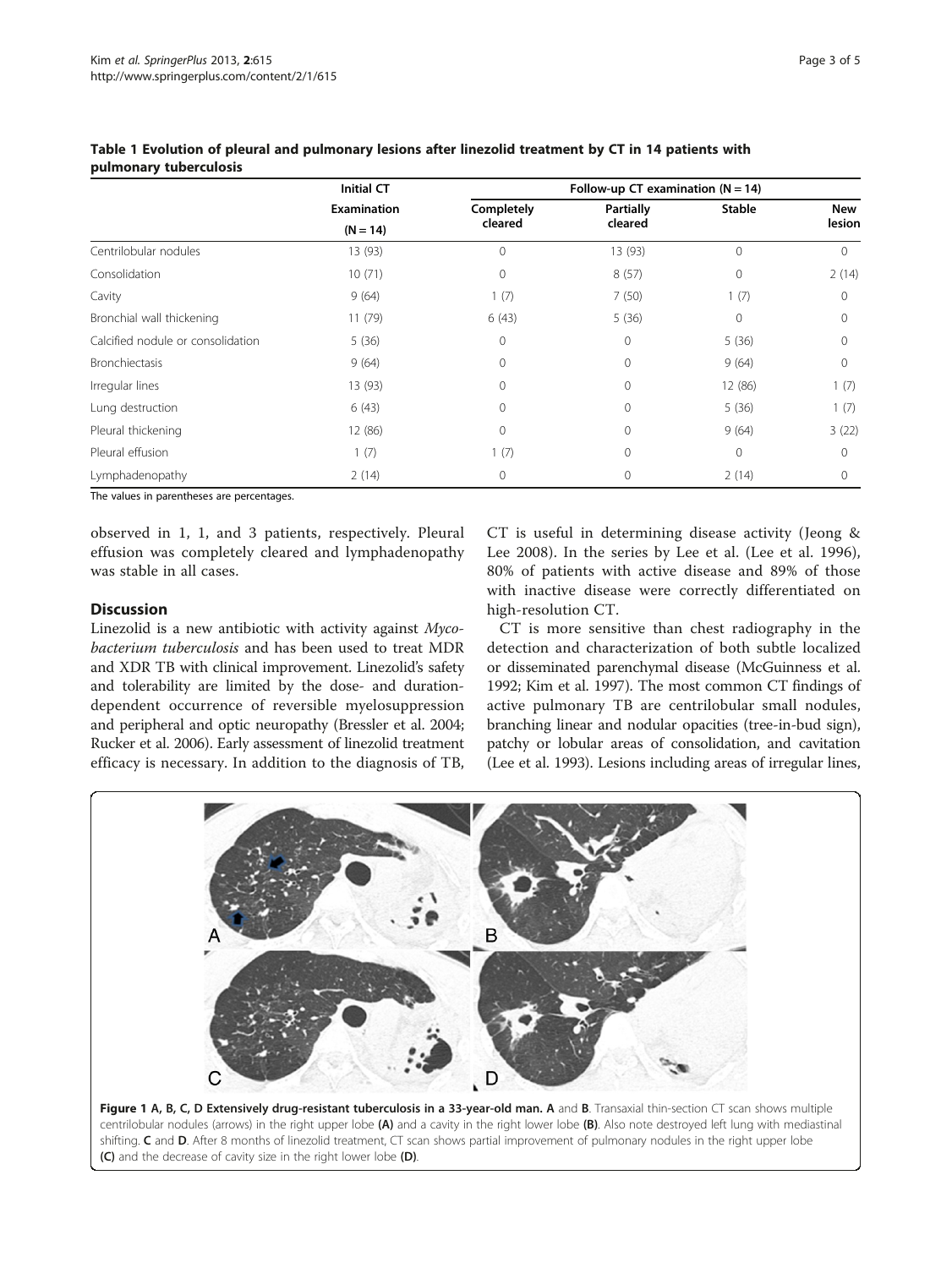**Table 1 Evolution of pleural and pulmonary lesions after linezolid treatment by CT in 14 patients with pulmonary tuberculosis**

| | Initial CT Examination (N = 14) | Follow-up CT examination (N = 14) | | | |
|---|---|---|---|---|---|
| | | Completely cleared | Partially cleared | Stable | New lesion |
| Centrilobular nodules | 13 (93) | 0 | 13 (93) | 0 | 0 |
| Consolidation | 10 (71) | 0 | 8 (57) | 0 | 2 (14) |
| Cavity | 9 (64) | 1 (7) | 7 (50) | 1 (7) | 0 |
| Bronchial wall thickening | 11 (79) | 6 (43) | 5 (36) | 0 | 0 |
| Calcified nodule or consolidation | 5 (36) | 0 | 0 | 5 (36) | 0 |
| Bronchiectasis | 9 (64) | 0 | 0 | 9 (64) | 0 |
| Irregular lines | 13 (93) | 0 | 0 | 12 (86) | 1 (7) |
| Lung destruction | 6 (43) | 0 | 0 | 5 (36) | 1 (7) |
| Pleural thickening | 12 (86) | 0 | 0 | 9 (64) | 3 (22) |
| Pleural effusion | 1 (7) | 1 (7) | 0 | 0 | 0 |
| Lymphadenopathy | 2 (14) | 0 | 0 | 2 (14) | 0 |

The values in parentheses are percentages.

observed in 1, 1, and 3 patients, respectively. Pleural effusion was completely cleared and lymphadenopathy was stable in all cases.

## Discussion

Linezolid is a new antibiotic with activity against *Mycobacterium tuberculosis* and has been used to treat MDR and XDR TB with clinical improvement. Linezolid's safety and tolerability are limited by the dose- and duration-dependent occurrence of reversible myelosuppression and peripheral and optic neuropathy (Bressler et al. 2004; Rucker et al. 2006). Early assessment of linezolid treatment efficacy is necessary. In addition to the diagnosis of TB, CT is useful in determining disease activity (Jeong & Lee 2008). In the series by Lee et al. (Lee et al. 1996), 80% of patients with active disease and 89% of those with inactive disease were correctly differentiated on high-resolution CT.

CT is more sensitive than chest radiography in the detection and characterization of both subtle localized or disseminated parenchymal disease (McGuinness et al. 1992; Kim et al. 1997). The most common CT findings of active pulmonary TB are centrilobular small nodules, branching linear and nodular opacities (tree-in-bud sign), patchy or lobular areas of consolidation, and cavitation (Lee et al. 1993). Lesions including areas of irregular lines,

**Figure 1 A, B, C, D Extensively drug-resistant tuberculosis in a 33-year-old man. A** and **B**. Transaxial thin-section CT scan shows multiple centrilobular nodules (arrows) in the right upper lobe **(A)** and a cavity in the right lower lobe **(B)**. Also note destroyed left lung with mediastinal shifting. **C** and **D**. After 8 months of linezolid treatment, CT scan shows partial improvement of pulmonary nodules in the right upper lobe **(C)** and the decrease of cavity size in the right lower lobe **(D)**.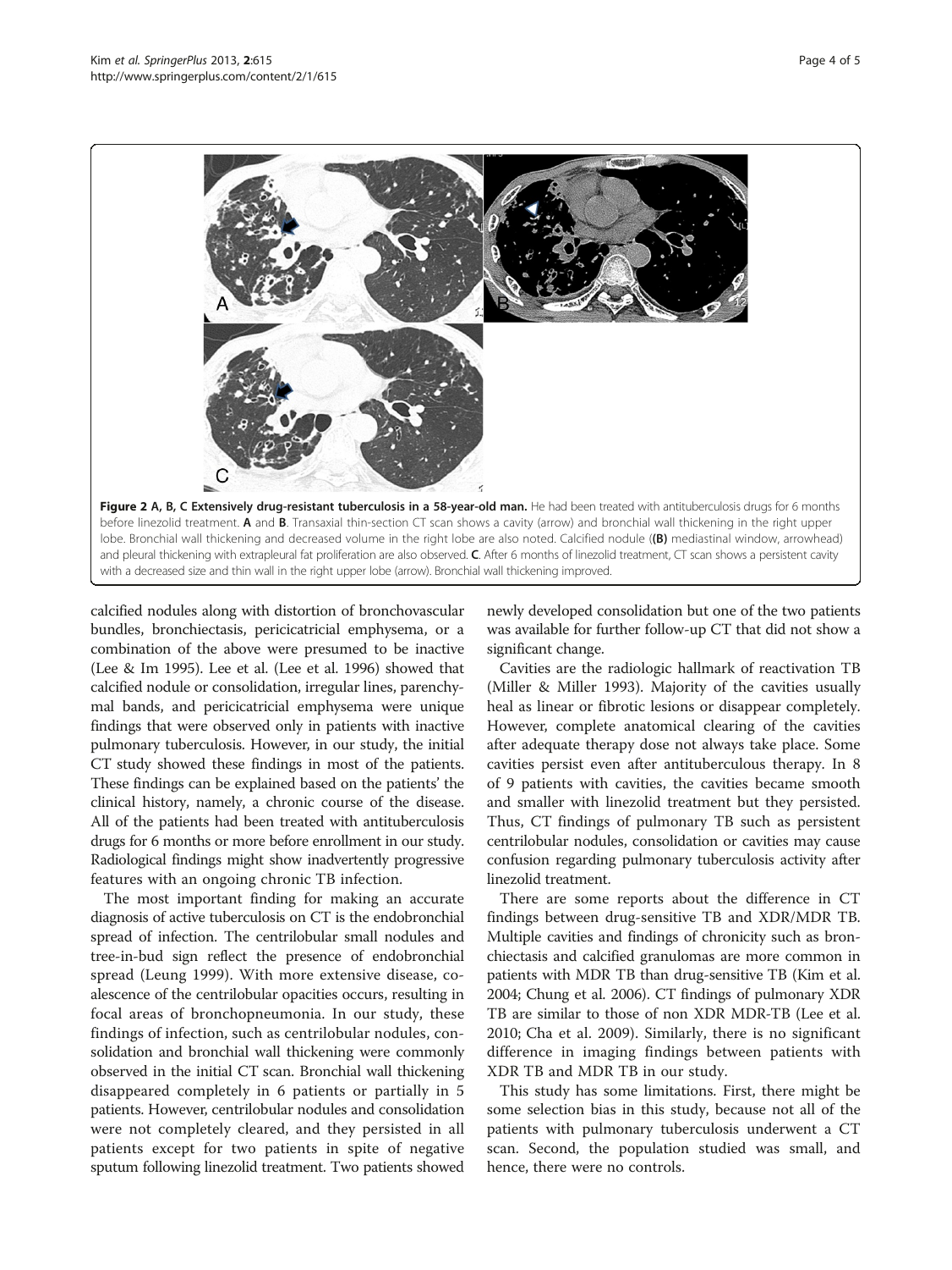**Figure 2 A, B, C Extensively drug-resistant tuberculosis in a 58-year-old man.** He had been treated with antituberculosis drugs for 6 months before linezolid treatment. **A** and **B**. Transaxial thin-section CT scan shows a cavity (arrow) and bronchial wall thickening in the right upper lobe. Bronchial wall thickening and decreased volume in the right lobe are also noted. Calcified nodule (**(B)** mediastinal window, arrowhead) and pleural thickening with extrapleural fat proliferation are also observed. **C**. After 6 months of linezolid treatment, CT scan shows a persistent cavity with a decreased size and thin wall in the right upper lobe (arrow). Bronchial wall thickening improved.

calcified nodules along with distortion of bronchovascular bundles, bronchiectasis, pericicatricial emphysema, or a combination of the above were presumed to be inactive (Lee & Im 1995). Lee et al. (Lee et al. 1996) showed that calcified nodule or consolidation, irregular lines, parenchymal bands, and pericicatricial emphysema were unique findings that were observed only in patients with inactive pulmonary tuberculosis. However, in our study, the initial CT study showed these findings in most of the patients. These findings can be explained based on the patients' the clinical history, namely, a chronic course of the disease. All of the patients had been treated with antituberculosis drugs for 6 months or more before enrollment in our study. Radiological findings might show inadvertently progressive features with an ongoing chronic TB infection.

The most important finding for making an accurate diagnosis of active tuberculosis on CT is the endobronchial spread of infection. The centrilobular small nodules and tree-in-bud sign reflect the presence of endobronchial spread (Leung 1999). With more extensive disease, coalescence of the centrilobular opacities occurs, resulting in focal areas of bronchopneumonia. In our study, these findings of infection, such as centrilobular nodules, consolidation and bronchial wall thickening were commonly observed in the initial CT scan. Bronchial wall thickening disappeared completely in 6 patients or partially in 5 patients. However, centrilobular nodules and consolidation were not completely cleared, and they persisted in all patients except for two patients in spite of negative sputum following linezolid treatment. Two patients showed newly developed consolidation but one of the two patients was available for further follow-up CT that did not show a significant change.

Cavities are the radiologic hallmark of reactivation TB (Miller & Miller 1993). Majority of the cavities usually heal as linear or fibrotic lesions or disappear completely. However, complete anatomical clearing of the cavities after adequate therapy dose not always take place. Some cavities persist even after antituberculous therapy. In 8 of 9 patients with cavities, the cavities became smooth and smaller with linezolid treatment but they persisted. Thus, CT findings of pulmonary TB such as persistent centrilobular nodules, consolidation or cavities may cause confusion regarding pulmonary tuberculosis activity after linezolid treatment.

There are some reports about the difference in CT findings between drug-sensitive TB and XDR/MDR TB. Multiple cavities and findings of chronicity such as bronchiectasis and calcified granulomas are more common in patients with MDR TB than drug-sensitive TB (Kim et al. 2004; Chung et al. 2006). CT findings of pulmonary XDR TB are similar to those of non XDR MDR-TB (Lee et al. 2010; Cha et al. 2009). Similarly, there is no significant difference in imaging findings between patients with XDR TB and MDR TB in our study.

This study has some limitations. First, there might be some selection bias in this study, because not all of the patients with pulmonary tuberculosis underwent a CT scan. Second, the population studied was small, and hence, there were no controls.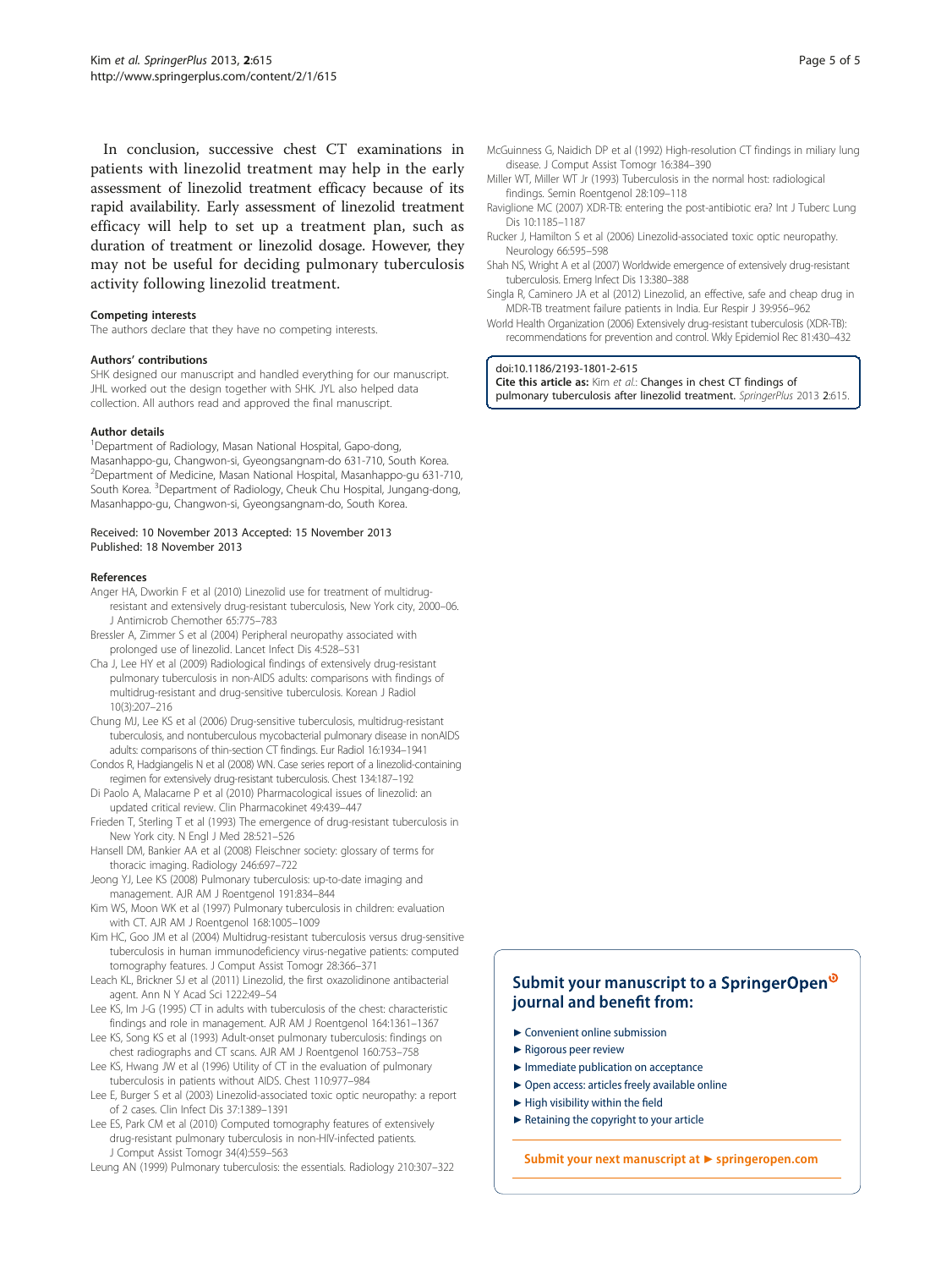In conclusion, successive chest CT examinations in patients with linezolid treatment may help in the early assessment of linezolid treatment efficacy because of its rapid availability. Early assessment of linezolid treatment efficacy will help to set up a treatment plan, such as duration of treatment or linezolid dosage. However, they may not be useful for deciding pulmonary tuberculosis activity following linezolid treatment.

### Competing interests

The authors declare that they have no competing interests.

### Authors' contributions

SHK designed our manuscript and handled everything for our manuscript. JHL worked out the design together with SHK. JYL also helped data collection. All authors read and approved the final manuscript.

### Author details

[1]Department of Radiology, Masan National Hospital, Gapo-dong, Masanhappo-gu, Changwon-si, Gyeongsangnam-do 631-710, South Korea. [2]Department of Medicine, Masan National Hospital, Masanhappo-gu 631-710, South Korea. [3]Department of Radiology, Cheuk Chu Hospital, Jungang-dong, Masanhappo-gu, Changwon-si, Gyeongsangnam-do, South Korea.

Received: 10 November 2013 Accepted: 15 November 2013
Published: 18 November 2013

### References

Anger HA, Dworkin F et al (2010) Linezolid use for treatment of multidrug-resistant and extensively drug-resistant tuberculosis, New York city, 2000–06. J Antimicrob Chemother 65:775–783

Bressler A, Zimmer S et al (2004) Peripheral neuropathy associated with prolonged use of linezolid. Lancet Infect Dis 4:528–531

Cha J, Lee HY et al (2009) Radiological findings of extensively drug-resistant pulmonary tuberculosis in non-AIDS adults: comparisons with findings of multidrug-resistant and drug-sensitive tuberculosis. Korean J Radiol 10(3):207–216

Chung MJ, Lee KS et al (2006) Drug-sensitive tuberculosis, multidrug-resistant tuberculosis, and nontuberculous mycobacterial pulmonary disease in nonAIDS adults: comparisons of thin-section CT findings. Eur Radiol 16:1934–1941

Condos R, Hadgiangelis N et al (2008) WN. Case series report of a linezolid-containing regimen for extensively drug-resistant tuberculosis. Chest 134:187–192

Di Paolo A, Malacarne P et al (2010) Pharmacological issues of linezolid: an updated critical review. Clin Pharmacokinet 49:439–447

Frieden T, Sterling T et al (1993) The emergence of drug-resistant tuberculosis in New York city. N Engl J Med 28:521–526

Hansell DM, Bankier AA et al (2008) Fleischner society: glossary of terms for thoracic imaging. Radiology 246:697–722

Jeong YJ, Lee KS (2008) Pulmonary tuberculosis: up-to-date imaging and management. AJR AM J Roentgenol 191:834–844

Kim WS, Moon WK et al (1997) Pulmonary tuberculosis in children: evaluation with CT. AJR AM J Roentgenol 168:1005–1009

Kim HC, Goo JM et al (2004) Multidrug-resistant tuberculosis versus drug-sensitive tuberculosis in human immunodeficiency virus-negative patients: computed tomography features. J Comput Assist Tomogr 28:366–371

Leach KL, Brickner SJ et al (2011) Linezolid, the first oxazolidinone antibacterial agent. Ann N Y Acad Sci 1222:49–54

Lee KS, Im J-G (1995) CT in adults with tuberculosis of the chest: characteristic findings and role in management. AJR AM J Roentgenol 164:1361–1367

Lee KS, Song KS et al (1993) Adult-onset pulmonary tuberculosis: findings on chest radiographs and CT scans. AJR AM J Roentgenol 160:753–758

Lee KS, Hwang JW et al (1996) Utility of CT in the evaluation of pulmonary tuberculosis in patients without AIDS. Chest 110:977–984

Lee E, Burger S et al (2003) Linezolid-associated toxic optic neuropathy: a report of 2 cases. Clin Infect Dis 37:1389–1391

Lee ES, Park CM et al (2010) Computed tomography features of extensively drug-resistant pulmonary tuberculosis in non-HIV-infected patients. J Comput Assist Tomogr 34(4):559–563

Leung AN (1999) Pulmonary tuberculosis: the essentials. Radiology 210:307–322

McGuinness G, Naidich DP et al (1992) High-resolution CT findings in miliary lung disease. J Comput Assist Tomogr 16:384–390

Miller WT, Miller WT Jr (1993) Tuberculosis in the normal host: radiological findings. Semin Roentgenol 28:109–118

Raviglione MC (2007) XDR-TB: entering the post-antibiotic era? Int J Tuberc Lung Dis 10:1185–1187

Rucker J, Hamilton S et al (2006) Linezolid-associated toxic optic neuropathy. Neurology 66:595–598

Shah NS, Wright A et al (2007) Worldwide emergence of extensively drug-resistant tuberculosis. Emerg Infect Dis 13:380–388

Singla R, Caminero JA et al (2012) Linezolid, an effective, safe and cheap drug in MDR-TB treatment failure patients in India. Eur Respir J 39:956–962

World Health Organization (2006) Extensively drug-resistant tuberculosis (XDR-TB): recommendations for prevention and control. Wkly Epidemiol Rec 81:430–432

doi:10.1186/2193-1801-2-615
**Cite this article as:** Kim *et al.*: Changes in chest CT findings of pulmonary tuberculosis after linezolid treatment. *SpringerPlus* 2013 **2**:615.

**Submit your manuscript to a SpringerOpen journal and benefit from:**

- ► Convenient online submission
- ► Rigorous peer review
- ► Immediate publication on acceptance
- ► Open access: articles freely available online
- ► High visibility within the field
- ► Retaining the copyright to your article

**Submit your next manuscript at ► springeropen.com**